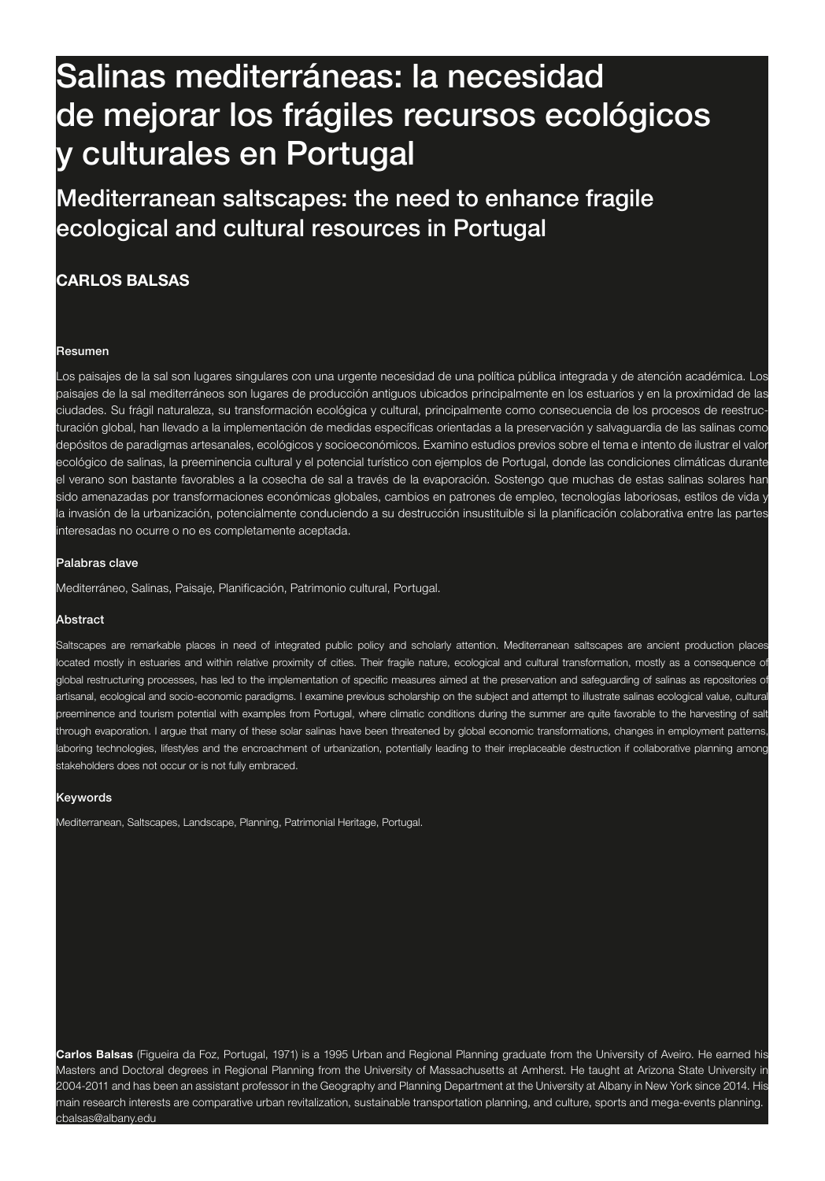# Salinas mediterráneas: la necesidad de mejorar los frágiles recursos ecológicos y culturales en Portugal

## Mediterranean saltscapes: the need to enhance fragile ecological and cultural resources in Portugal

**CARLOS BALSAS**

### Resumen

Los paisajes de la sal son lugares singulares con una urgente necesidad de una política pública integrada y de atención académica. Los paisajes de la sal mediterráneos son lugares de producción antiguos ubicados principalmente en los estuarios y en la proximidad de las ciudades. Su frágil naturaleza, su transformación ecológica y cultural, principalmente como consecuencia de los procesos de reestructuración global, han llevado a la implementación de medidas específicas orientadas a la preservación y salvaguardia de las salinas como depósitos de paradigmas artesanales, ecológicos y socioeconómicos. Examino estudios previos sobre el tema e intento de ilustrar el valor ecológico de salinas, la preeminencia cultural y el potencial turístico con ejemplos de Portugal, donde las condiciones climáticas durante el verano son bastante favorables a la cosecha de sal a través de la evaporación. Sostengo que muchas de estas salinas solares han sido amenazadas por transformaciones económicas globales, cambios en patrones de empleo, tecnologías laboriosas, estilos de vida y la invasión de la urbanización, potencialmente conduciendo a su destrucción insustituible si la planificación colaborativa entre las partes interesadas no ocurre o no es completamente aceptada.

### Palabras clave

Mediterráneo, Salinas, Paisaje, Planificación, Patrimonio cultural, Portugal.

### Abstract

Saltscapes are remarkable places in need of integrated public policy and scholarly attention. Mediterranean saltscapes are ancient production places located mostly in estuaries and within relative proximity of cities. Their fragile nature, ecological and cultural transformation, mostly as a consequence of global restructuring processes, has led to the implementation of specific measures aimed at the preservation and safeguarding of salinas as repositories of artisanal, ecological and socio-economic paradigms. I examine previous scholarship on the subject and attempt to illustrate salinas ecological value, cultural preeminence and tourism potential with examples from Portugal, where climatic conditions during the summer are quite favorable to the harvesting of salt through evaporation. I argue that many of these solar salinas have been threatened by global economic transformations, changes in employment patterns, laboring technologies, lifestyles and the encroachment of urbanization, potentially leading to their irreplaceable destruction if collaborative planning among stakeholders does not occur or is not fully embraced.

### Keywords

Mediterranean, Saltscapes, Landscape, Planning, Patrimonial Heritage, Portugal.

**Carlos Balsas** (Figueira da Foz, Portugal, 1971) is a 1995 Urban and Regional Planning graduate from the University of Aveiro. He earned his Masters and Doctoral degrees in Regional Planning from the University of Massachusetts at Amherst. He taught at Arizona State University in 2004-2011 and has been an assistant professor in the Geography and Planning Department at the University at Albany in New York since 2014. His main research interests are comparative urban revitalization, sustainable transportation planning, and culture, sports and mega-events planning. cbalsas@albany.edu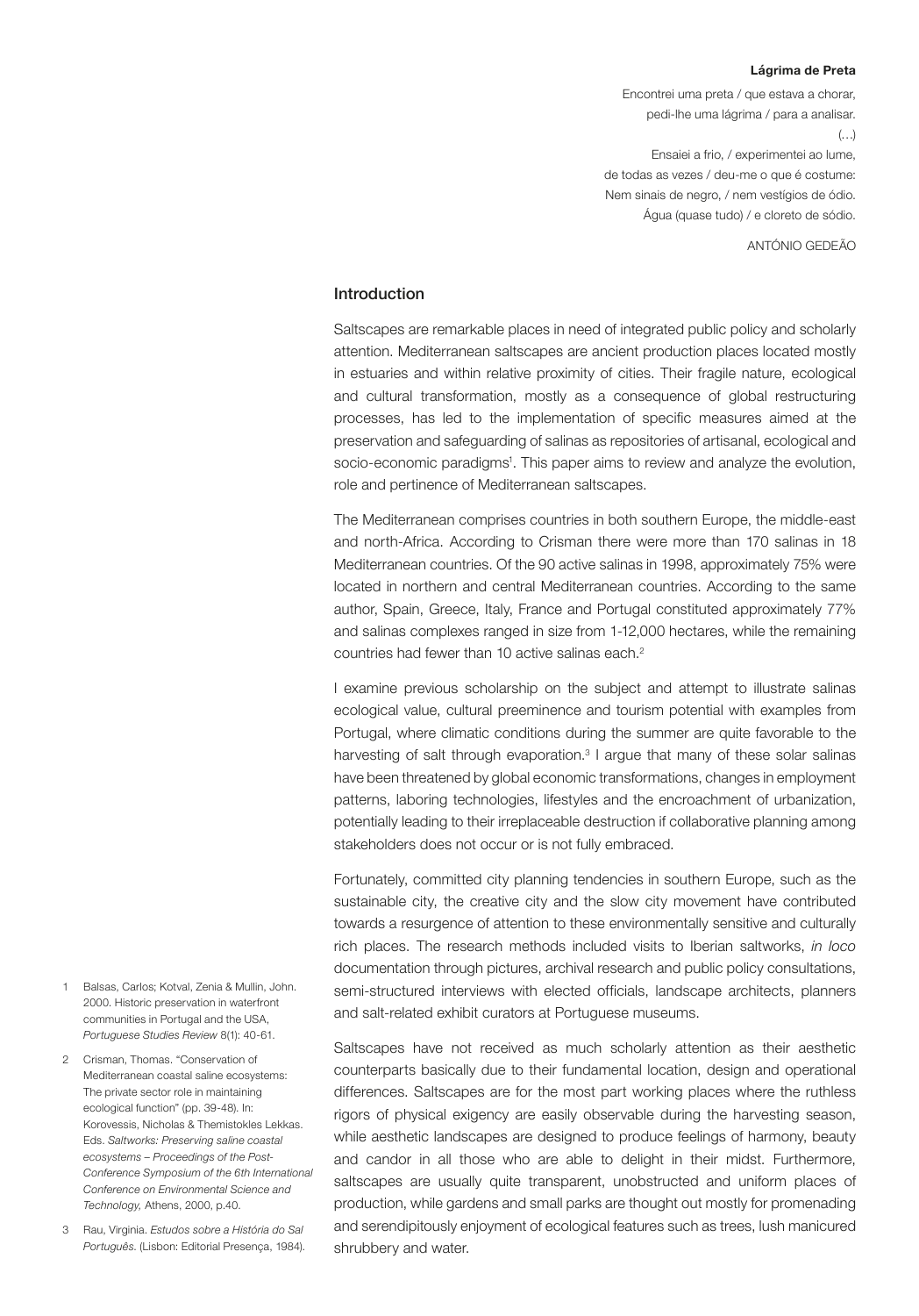**Lágrima de Preta**

Encontrei uma preta / que estava a chorar,
pedi-lhe uma lágrima / para a analisar.
(…)
Ensaiei a frio, / experimentei ao lume,
de todas as vezes / deu-me o que é costume:
Nem sinais de negro, / nem vestígios de ódio.
Água (quase tudo) / e cloreto de sódio.

ANTÓNIO GEDEÃO

## Introduction

Saltscapes are remarkable places in need of integrated public policy and scholarly attention. Mediterranean saltscapes are ancient production places located mostly in estuaries and within relative proximity of cities. Their fragile nature, ecological and cultural transformation, mostly as a consequence of global restructuring processes, has led to the implementation of specific measures aimed at the preservation and safeguarding of salinas as repositories of artisanal, ecological and socio-economic paradigms[1]. This paper aims to review and analyze the evolution, role and pertinence of Mediterranean saltscapes.

The Mediterranean comprises countries in both southern Europe, the middle-east and north-Africa. According to Crisman there were more than 170 salinas in 18 Mediterranean countries. Of the 90 active salinas in 1998, approximately 75% were located in northern and central Mediterranean countries. According to the same author, Spain, Greece, Italy, France and Portugal constituted approximately 77% and salinas complexes ranged in size from 1-12,000 hectares, while the remaining countries had fewer than 10 active salinas each.[2]

I examine previous scholarship on the subject and attempt to illustrate salinas ecological value, cultural preeminence and tourism potential with examples from Portugal, where climatic conditions during the summer are quite favorable to the harvesting of salt through evaporation.[3] I argue that many of these solar salinas have been threatened by global economic transformations, changes in employment patterns, laboring technologies, lifestyles and the encroachment of urbanization, potentially leading to their irreplaceable destruction if collaborative planning among stakeholders does not occur or is not fully embraced.

Fortunately, committed city planning tendencies in southern Europe, such as the sustainable city, the creative city and the slow city movement have contributed towards a resurgence of attention to these environmentally sensitive and culturally rich places. The research methods included visits to Iberian saltworks, *in loco* documentation through pictures, archival research and public policy consultations, semi-structured interviews with elected officials, landscape architects, planners and salt-related exhibit curators at Portuguese museums.

Saltscapes have not received as much scholarly attention as their aesthetic counterparts basically due to their fundamental location, design and operational differences. Saltscapes are for the most part working places where the ruthless rigors of physical exigency are easily observable during the harvesting season, while aesthetic landscapes are designed to produce feelings of harmony, beauty and candor in all those who are able to delight in their midst. Furthermore, saltscapes are usually quite transparent, unobstructed and uniform places of production, while gardens and small parks are thought out mostly for promenading and serendipitously enjoyment of ecological features such as trees, lush manicured shrubbery and water.

1 Balsas, Carlos; Kotval, Zenia & Mullin, John. 2000. Historic preservation in waterfront communities in Portugal and the USA, *Portuguese Studies Review* 8(1): 40-61.

2 Crisman, Thomas. "Conservation of Mediterranean coastal saline ecosystems: The private sector role in maintaining ecological function" (pp. 39-48). In: Korovessis, Nicholas & Themistokles Lekkas. Eds. *Saltworks: Preserving saline coastal ecosystems – Proceedings of the Post-Conference Symposium of the 6th International Conference on Environmental Science and Technology,* Athens, 2000, p.40.

3 Rau, Virginia. *Estudos sobre a História do Sal Português.* (Lisbon: Editorial Presença, 1984).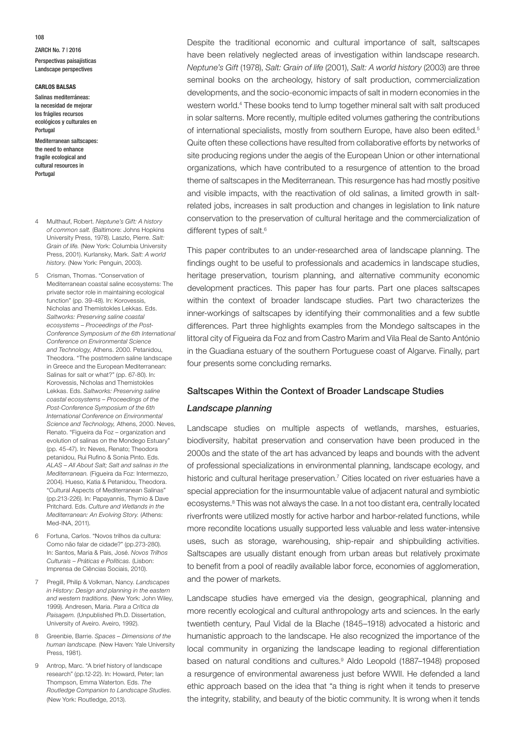Despite the traditional economic and cultural importance of salt, saltscapes have been relatively neglected areas of investigation within landscape research. *Neptune's Gift* (1978), *Salt: Grain of life* (2001), *Salt: A world history* (2003) are three seminal books on the archeology, history of salt production, commercialization developments, and the socio-economic impacts of salt in modern economies in the western world.[4] These books tend to lump together mineral salt with salt produced in solar salterns. More recently, multiple edited volumes gathering the contributions of international specialists, mostly from southern Europe, have also been edited.[5] Quite often these collections have resulted from collaborative efforts by networks of site producing regions under the aegis of the European Union or other international organizations, which have contributed to a resurgence of attention to the broad theme of saltscapes in the Mediterranean. This resurgence has had mostly positive and visible impacts, with the reactivation of old salinas, a limited growth in salt-related jobs, increases in salt production and changes in legislation to link nature conservation to the preservation of cultural heritage and the commercialization of different types of salt.[6]

This paper contributes to an under-researched area of landscape planning. The findings ought to be useful to professionals and academics in landscape studies, heritage preservation, tourism planning, and alternative community economic development practices. This paper has four parts. Part one places saltscapes within the context of broader landscape studies. Part two characterizes the inner-workings of saltscapes by identifying their commonalities and a few subtle differences. Part three highlights examples from the Mondego saltscapes in the littoral city of Figueira da Foz and from Castro Marim and Vila Real de Santo António in the Guadiana estuary of the southern Portuguese coast of Algarve. Finally, part four presents some concluding remarks.

## Saltscapes Within the Context of Broader Landscape Studies

### *Landscape planning*

Landscape studies on multiple aspects of wetlands, marshes, estuaries, biodiversity, habitat preservation and conservation have been produced in the 2000s and the state of the art has advanced by leaps and bounds with the advent of professional specializations in environmental planning, landscape ecology, and historic and cultural heritage preservation.[7] Cities located on river estuaries have a special appreciation for the insurmountable value of adjacent natural and symbiotic ecosystems.[8] This was not always the case. In a not too distant era, centrally located riverfronts were utilized mostly for active harbor and harbor-related functions, while more recondite locations usually supported less valuable and less water-intensive uses, such as storage, warehousing, ship-repair and shipbuilding activities. Saltscapes are usually distant enough from urban areas but relatively proximate to benefit from a pool of readily available labor force, economies of agglomeration, and the power of markets.

Landscape studies have emerged via the design, geographical, planning and more recently ecological and cultural anthropology arts and sciences. In the early twentieth century, Paul Vidal de la Blache (1845–1918) advocated a historic and humanistic approach to the landscape. He also recognized the importance of the local community in organizing the landscape leading to regional differentiation based on natural conditions and cultures.[9] Aldo Leopold (1887–1948) proposed a resurgence of environmental awareness just before WWII. He defended a land ethic approach based on the idea that "a thing is right when it tends to preserve the integrity, stability, and beauty of the biotic community. It is wrong when it tends

4 Multhauf, Robert. *Neptune's Gift: A history of common salt.* (Baltimore: Johns Hopkins University Press, 1978). Laszlo, Pierre. *Salt: Grain of life.* (New York: Columbia University Press, 2001). Kurlansky, Mark. *Salt: A world history.* (New York: Penguin, 2003).

5 Crisman, Thomas. "Conservation of Mediterranean coastal saline ecosystems: The private sector role in maintaining ecological function" (pp. 39-48). In: Korovessis, Nicholas and Themistokles Lekkas. Eds. *Saltworks: Preserving saline coastal ecosystems – Proceedings of the Post-Conference Symposium of the 6th International Conference on Environmental Science and Technology,* Athens. 2000. Petanidou, Theodora. "The postmodern saline landscape in Greece and the European Mediterranean: Salinas for salt or what?" (pp. 67-80). In: Korovessis, Nicholas and Themistokles Lekkas. Eds. *Saltworks: Preserving saline coastal ecosystems – Proceedings of the Post-Conference Symposium of the 6th International Conference on Environmental Science and Technology,* Athens, 2000. Neves, Renato. "Figueira da Foz – organization and evolution of salinas on the Mondego Estuary" (pp. 45-47). In: Neves, Renato; Theodora petanidou, Rui Rufino & Sonia Pinto. Eds. *ALAS – All About Salt; Salt and salinas in the Mediterranean.* (Figueira da Foz: Intermezzo, 2004). Hueso, Katia & Petanidou, Theodora. "Cultural Aspects of Mediterranean Salinas" (pp.213-226). In: Papayannis, Thymio & Dave Pritchard. Eds. *Culture and Wetlands in the Mediterranean: An Evolving Story.* (Athens: Med-INA, 2011).

6 Fortuna, Carlos. "Novos trilhos da cultura: Como não falar de cidade?" (pp.273-280). In: Santos, Maria & Pais, José. *Novos Trilhos Culturais – Práticas e Políticas.* (Lisbon: Imprensa de Ciências Sociais, 2010).

7 Pregill, Philip & Volkman, Nancy. *Landscapes in History: Design and planning in the eastern and western traditions.* (New York: John Wiley, 1999). Andresen, Maria. *Para a Crítica da Paisagem.* (Unpublished Ph.D. Dissertation, University of Aveiro. Aveiro, 1992).

8 Greenbie, Barrie. *Spaces – Dimensions of the human landscape.* (New Haven: Yale University Press, 1981).

9 Antrop, Marc. "A brief history of landscape research" (pp.12-22). In: Howard, Peter; Ian Thompson, Emma Waterton. Eds. *The Routledge Companion to Landscape Studies.* (New York: Routledge, 2013).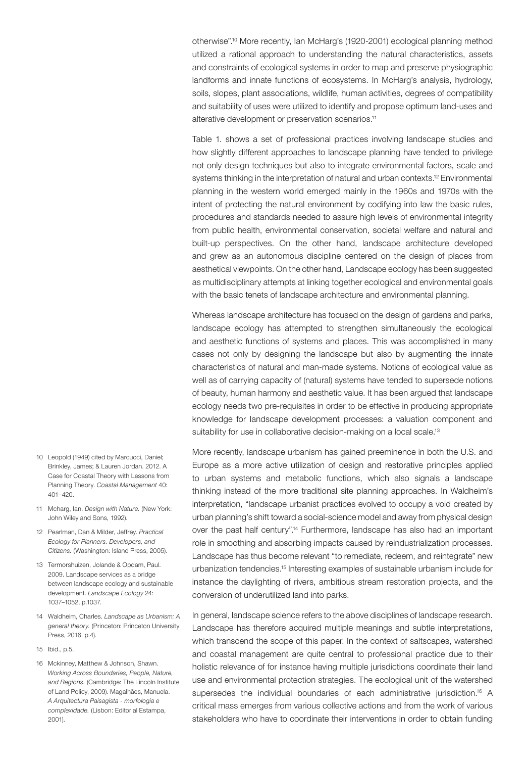otherwise".[10] More recently, Ian McHarg's (1920-2001) ecological planning method utilized a rational approach to understanding the natural characteristics, assets and constraints of ecological systems in order to map and preserve physiographic landforms and innate functions of ecosystems. In McHarg's analysis, hydrology, soils, slopes, plant associations, wildlife, human activities, degrees of compatibility and suitability of uses were utilized to identify and propose optimum land-uses and alterative development or preservation scenarios.[11]

Table 1. shows a set of professional practices involving landscape studies and how slightly different approaches to landscape planning have tended to privilege not only design techniques but also to integrate environmental factors, scale and systems thinking in the interpretation of natural and urban contexts.[12] Environmental planning in the western world emerged mainly in the 1960s and 1970s with the intent of protecting the natural environment by codifying into law the basic rules, procedures and standards needed to assure high levels of environmental integrity from public health, environmental conservation, societal welfare and natural and built-up perspectives. On the other hand, landscape architecture developed and grew as an autonomous discipline centered on the design of places from aesthetical viewpoints. On the other hand, Landscape ecology has been suggested as multidisciplinary attempts at linking together ecological and environmental goals with the basic tenets of landscape architecture and environmental planning.

Whereas landscape architecture has focused on the design of gardens and parks, landscape ecology has attempted to strengthen simultaneously the ecological and aesthetic functions of systems and places. This was accomplished in many cases not only by designing the landscape but also by augmenting the innate characteristics of natural and man-made systems. Notions of ecological value as well as of carrying capacity of (natural) systems have tended to supersede notions of beauty, human harmony and aesthetic value. It has been argued that landscape ecology needs two pre-requisites in order to be effective in producing appropriate knowledge for landscape development processes: a valuation component and suitability for use in collaborative decision-making on a local scale.[13]

More recently, landscape urbanism has gained preeminence in both the U.S. and Europe as a more active utilization of design and restorative principles applied to urban systems and metabolic functions, which also signals a landscape thinking instead of the more traditional site planning approaches. In Waldheim's interpretation, "landscape urbanist practices evolved to occupy a void created by urban planning's shift toward a social-science model and away from physical design over the past half century".[14] Furthermore, landscape has also had an important role in smoothing and absorbing impacts caused by reindustrialization processes. Landscape has thus become relevant "to remediate, redeem, and reintegrate" new urbanization tendencies.[15] Interesting examples of sustainable urbanism include for instance the daylighting of rivers, ambitious stream restoration projects, and the conversion of underutilized land into parks.

In general, landscape science refers to the above disciplines of landscape research. Landscape has therefore acquired multiple meanings and subtle interpretations, which transcend the scope of this paper. In the context of saltscapes, watershed and coastal management are quite central to professional practice due to their holistic relevance of for instance having multiple jurisdictions coordinate their land use and environmental protection strategies. The ecological unit of the watershed supersedes the individual boundaries of each administrative jurisdiction.[16] A critical mass emerges from various collective actions and from the work of various stakeholders who have to coordinate their interventions in order to obtain funding

10 Leopold (1949) cited by Marcucci, Daniel; Brinkley, James; & Lauren Jordan. 2012. A Case for Coastal Theory with Lessons from Planning Theory. *Coastal Management* 40: 401–420.

11 Mcharg, Ian. *Design with Nature.* (New York: John Wiley and Sons, 1992).

12 Pearlman, Dan & Milder, Jeffrey. *Practical Ecology for Planners. Developers, and Citizens.* (Washington: Island Press, 2005).

13 Termorshuizen, Jolande & Opdam, Paul. 2009. Landscape services as a bridge between landscape ecology and sustainable development. *Landscape Ecology* 24: 1037–1052, p.1037.

14 Waldheim, Charles. *Landscape as Urbanism: A general theory.* (Princeton: Princeton University Press, 2016, p.4).

15 Ibid., p.5.

16 Mckinney, Matthew & Johnson, Shawn. *Working Across Boundaries, People, Nature, and Regions.* (Cambridge: The Lincoln Institute of Land Policy, 2009). Magalhães, Manuela. *A Arquitectura Paisagista - morfologia e complexidade.* (Lisbon: Editorial Estampa, 2001).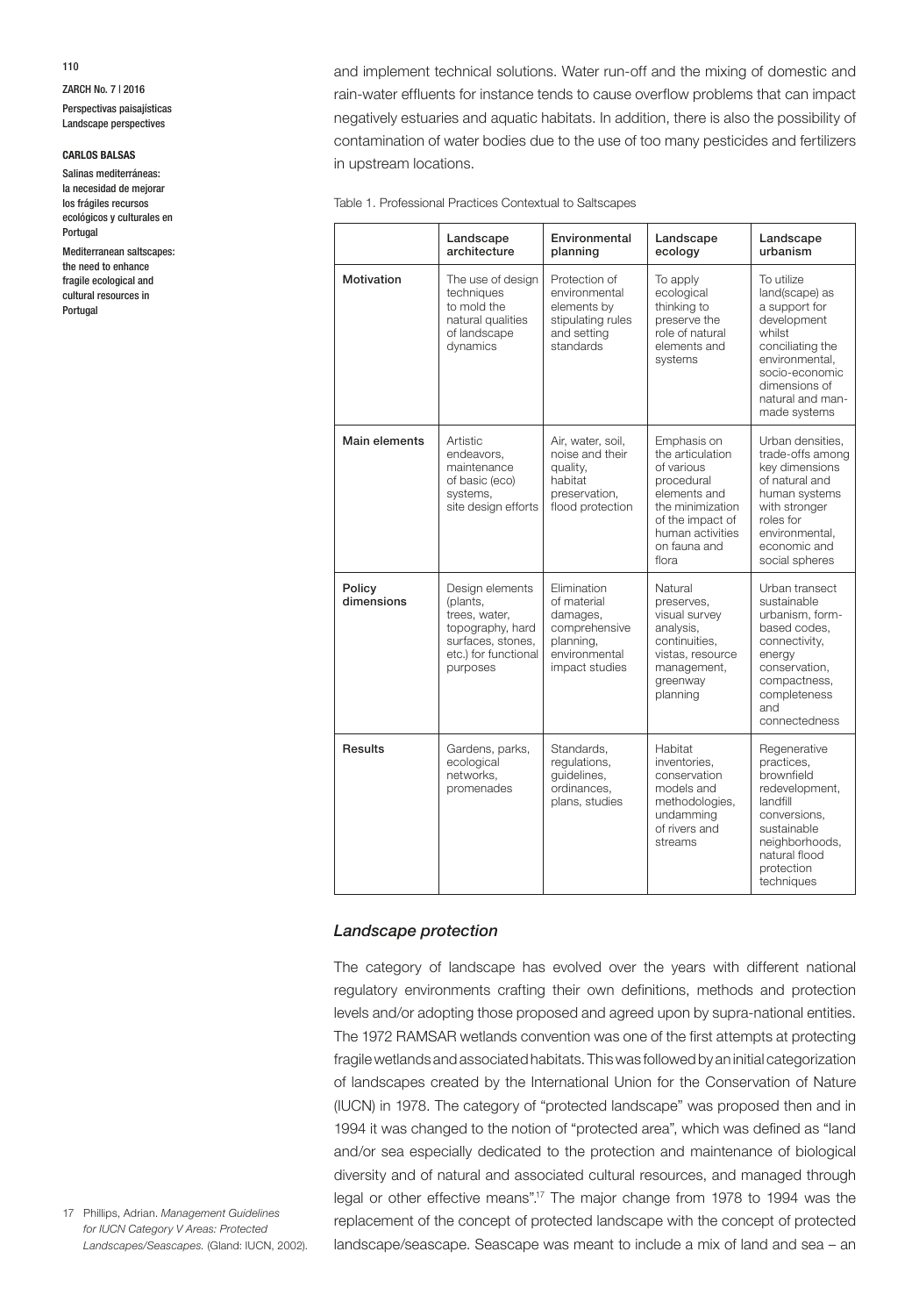and implement technical solutions. Water run-off and the mixing of domestic and rain-water effluents for instance tends to cause overflow problems that can impact negatively estuaries and aquatic habitats. In addition, there is also the possibility of contamination of water bodies due to the use of too many pesticides and fertilizers in upstream locations.

Table 1. Professional Practices Contextual to Saltscapes

| | Landscape architecture | Environmental planning | Landscape ecology | Landscape urbanism |
|---|---|---|---|---|
| **Motivation** | The use of design techniques to mold the natural qualities of landscape dynamics | Protection of environmental elements by stipulating rules and setting standards | To apply ecological thinking to preserve the role of natural elements and systems | To utilize land(scape) as a support for development whilst conciliating the environmental, socio-economic dimensions of natural and man-made systems |
| **Main elements** | Artistic endeavors, maintenance of basic (eco) systems, site design efforts | Air, water, soil, noise and their quality, habitat preservation, flood protection | Emphasis on the articulation of various procedural elements and the minimization of the impact of human activities on fauna and flora | Urban densities, trade-offs among key dimensions of natural and human systems with stronger roles for environmental, economic and social spheres |
| **Policy dimensions** | Design elements (plants, trees, water, topography, hard surfaces, stones, etc.) for functional purposes | Elimination of material damages, comprehensive planning, environmental impact studies | Natural preserves, visual survey analysis, continuities, vistas, resource management, greenway planning | Urban transect sustainable urbanism, form-based codes, connectivity, energy conservation, compactness, completeness and connectedness |
| **Results** | Gardens, parks, ecological networks, promenades | Standards, regulations, guidelines, ordinances, plans, studies | Habitat inventories, conservation models and methodologies, undamming of rivers and streams | Regenerative practices, brownfield redevelopment, landfill conversions, sustainable neighborhoods, natural flood protection techniques |

### *Landscape protection*

The category of landscape has evolved over the years with different national regulatory environments crafting their own definitions, methods and protection levels and/or adopting those proposed and agreed upon by supra-national entities. The 1972 RAMSAR wetlands convention was one of the first attempts at protecting fragile wetlands and associated habitats. This was followed by an initial categorization of landscapes created by the International Union for the Conservation of Nature (IUCN) in 1978. The category of "protected landscape" was proposed then and in 1994 it was changed to the notion of "protected area", which was defined as "land and/or sea especially dedicated to the protection and maintenance of biological diversity and of natural and associated cultural resources, and managed through legal or other effective means".[17] The major change from 1978 to 1994 was the replacement of the concept of protected landscape with the concept of protected landscape/seascape. Seascape was meant to include a mix of land and sea – an

17 Phillips, Adrian. *Management Guidelines for IUCN Category V Areas: Protected Landscapes/Seascapes.* (Gland: IUCN, 2002).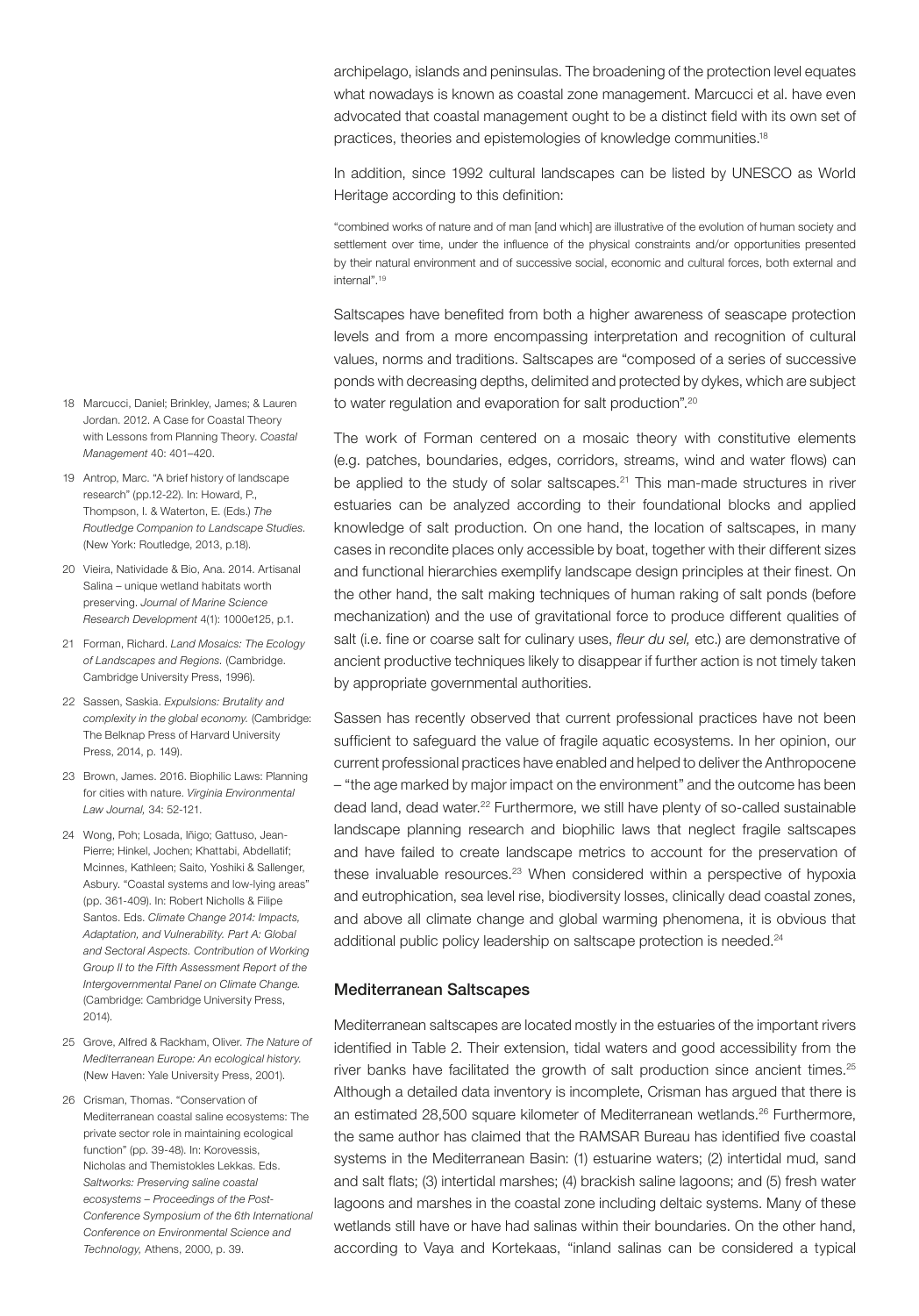archipelago, islands and peninsulas. The broadening of the protection level equates what nowadays is known as coastal zone management. Marcucci et al. have even advocated that coastal management ought to be a distinct field with its own set of practices, theories and epistemologies of knowledge communities.[18]

In addition, since 1992 cultural landscapes can be listed by UNESCO as World Heritage according to this definition:

"combined works of nature and of man [and which] are illustrative of the evolution of human society and settlement over time, under the influence of the physical constraints and/or opportunities presented by their natural environment and of successive social, economic and cultural forces, both external and internal".[19]

Saltscapes have benefited from both a higher awareness of seascape protection levels and from a more encompassing interpretation and recognition of cultural values, norms and traditions. Saltscapes are "composed of a series of successive ponds with decreasing depths, delimited and protected by dykes, which are subject to water regulation and evaporation for salt production".[20]

The work of Forman centered on a mosaic theory with constitutive elements (e.g. patches, boundaries, edges, corridors, streams, wind and water flows) can be applied to the study of solar saltscapes.[21] This man-made structures in river estuaries can be analyzed according to their foundational blocks and applied knowledge of salt production. On one hand, the location of saltscapes, in many cases in recondite places only accessible by boat, together with their different sizes and functional hierarchies exemplify landscape design principles at their finest. On the other hand, the salt making techniques of human raking of salt ponds (before mechanization) and the use of gravitational force to produce different qualities of salt (i.e. fine or coarse salt for culinary uses, *fleur du sel,* etc.) are demonstrative of ancient productive techniques likely to disappear if further action is not timely taken by appropriate governmental authorities.

Sassen has recently observed that current professional practices have not been sufficient to safeguard the value of fragile aquatic ecosystems. In her opinion, our current professional practices have enabled and helped to deliver the Anthropocene – "the age marked by major impact on the environment" and the outcome has been dead land, dead water.[22] Furthermore, we still have plenty of so-called sustainable landscape planning research and biophilic laws that neglect fragile saltscapes and have failed to create landscape metrics to account for the preservation of these invaluable resources.[23] When considered within a perspective of hypoxia and eutrophication, sea level rise, biodiversity losses, clinically dead coastal zones, and above all climate change and global warming phenomena, it is obvious that additional public policy leadership on saltscape protection is needed.[24]

### Mediterranean Saltscapes

Mediterranean saltscapes are located mostly in the estuaries of the important rivers identified in Table 2. Their extension, tidal waters and good accessibility from the river banks have facilitated the growth of salt production since ancient times.[25] Although a detailed data inventory is incomplete, Crisman has argued that there is an estimated 28,500 square kilometer of Mediterranean wetlands.[26] Furthermore, the same author has claimed that the RAMSAR Bureau has identified five coastal systems in the Mediterranean Basin: (1) estuarine waters; (2) intertidal mud, sand and salt flats; (3) intertidal marshes; (4) brackish saline lagoons; and (5) fresh water lagoons and marshes in the coastal zone including deltaic systems. Many of these wetlands still have or have had salinas within their boundaries. On the other hand, according to Vaya and Kortekaas, "inland salinas can be considered a typical

18 Marcucci, Daniel; Brinkley, James; & Lauren Jordan. 2012. A Case for Coastal Theory with Lessons from Planning Theory. *Coastal Management* 40: 401–420.

19 Antrop, Marc. "A brief history of landscape research" (pp.12-22). In: Howard, P., Thompson, I. & Waterton, E. (Eds.) *The Routledge Companion to Landscape Studies.* (New York: Routledge, 2013, p.18).

20 Vieira, Natividade & Bio, Ana. 2014. Artisanal Salina – unique wetland habitats worth preserving. *Journal of Marine Science Research Development* 4(1): 1000e125, p.1.

21 Forman, Richard. *Land Mosaics: The Ecology of Landscapes and Regions.* (Cambridge. Cambridge University Press, 1996).

22 Sassen, Saskia. *Expulsions: Brutality and complexity in the global economy.* (Cambridge: The Belknap Press of Harvard University Press, 2014, p. 149).

23 Brown, James. 2016. Biophilic Laws: Planning for cities with nature. *Virginia Environmental Law Journal,* 34: 52-121.

24 Wong, Poh; Losada, Iñigo; Gattuso, Jean-Pierre; Hinkel, Jochen; Khattabi, Abdellatif; Mcinnes, Kathleen; Saito, Yoshiki & Sallenger, Asbury. "Coastal systems and low-lying areas" (pp. 361-409). In: Robert Nicholls & Filipe Santos. Eds. *Climate Change 2014: Impacts, Adaptation, and Vulnerability. Part A: Global and Sectoral Aspects. Contribution of Working Group II to the Fifth Assessment Report of the Intergovernmental Panel on Climate Change.* (Cambridge: Cambridge University Press, 2014).

25 Grove, Alfred & Rackham, Oliver. *The Nature of Mediterranean Europe: An ecological history.* (New Haven: Yale University Press, 2001).

26 Crisman, Thomas. "Conservation of Mediterranean coastal saline ecosystems: The private sector role in maintaining ecological function" (pp. 39-48). In: Korovessis, Nicholas and Themistokles Lekkas. Eds. *Saltworks: Preserving saline coastal ecosystems – Proceedings of the Post-Conference Symposium of the 6th International Conference on Environmental Science and Technology,* Athens, 2000, p. 39.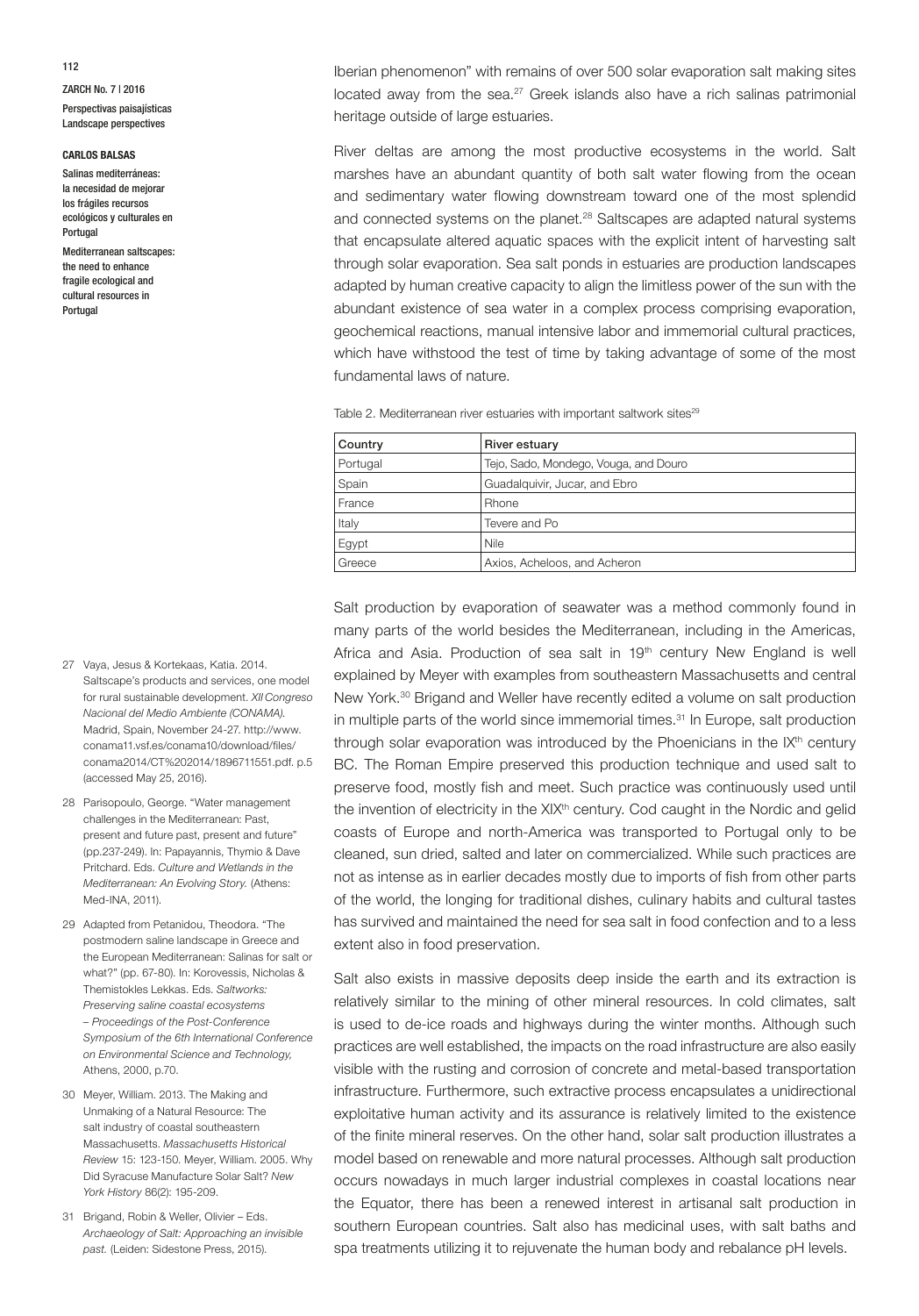Iberian phenomenon" with remains of over 500 solar evaporation salt making sites located away from the sea.[27] Greek islands also have a rich salinas patrimonial heritage outside of large estuaries.

River deltas are among the most productive ecosystems in the world. Salt marshes have an abundant quantity of both salt water flowing from the ocean and sedimentary water flowing downstream toward one of the most splendid and connected systems on the planet.[28] Saltscapes are adapted natural systems that encapsulate altered aquatic spaces with the explicit intent of harvesting salt through solar evaporation. Sea salt ponds in estuaries are production landscapes adapted by human creative capacity to align the limitless power of the sun with the abundant existence of sea water in a complex process comprising evaporation, geochemical reactions, manual intensive labor and immemorial cultural practices, which have withstood the test of time by taking advantage of some of the most fundamental laws of nature.

Table 2. Mediterranean river estuaries with important saltwork sites[29]

| Country | River estuary |
|---|---|
| Portugal | Tejo, Sado, Mondego, Vouga, and Douro |
| Spain | Guadalquivir, Jucar, and Ebro |
| France | Rhone |
| Italy | Tevere and Po |
| Egypt | Nile |
| Greece | Axios, Acheloos, and Acheron |

Salt production by evaporation of seawater was a method commonly found in many parts of the world besides the Mediterranean, including in the Americas, Africa and Asia. Production of sea salt in 19th century New England is well explained by Meyer with examples from southeastern Massachusetts and central New York.[30] Brigand and Weller have recently edited a volume on salt production in multiple parts of the world since immemorial times.[31] In Europe, salt production through solar evaporation was introduced by the Phoenicians in the IXth century BC. The Roman Empire preserved this production technique and used salt to preserve food, mostly fish and meet. Such practice was continuously used until the invention of electricity in the XIXth century. Cod caught in the Nordic and gelid coasts of Europe and north-America was transported to Portugal only to be cleaned, sun dried, salted and later on commercialized. While such practices are not as intense as in earlier decades mostly due to imports of fish from other parts of the world, the longing for traditional dishes, culinary habits and cultural tastes has survived and maintained the need for sea salt in food confection and to a less extent also in food preservation.

Salt also exists in massive deposits deep inside the earth and its extraction is relatively similar to the mining of other mineral resources. In cold climates, salt is used to de-ice roads and highways during the winter months. Although such practices are well established, the impacts on the road infrastructure are also easily visible with the rusting and corrosion of concrete and metal-based transportation infrastructure. Furthermore, such extractive process encapsulates a unidirectional exploitative human activity and its assurance is relatively limited to the existence of the finite mineral reserves. On the other hand, solar salt production illustrates a model based on renewable and more natural processes. Although salt production occurs nowadays in much larger industrial complexes in coastal locations near the Equator, there has been a renewed interest in artisanal salt production in southern European countries. Salt also has medicinal uses, with salt baths and spa treatments utilizing it to rejuvenate the human body and rebalance pH levels.

27 Vaya, Jesus & Kortekaas, Katia. 2014. Saltscape's products and services, one model for rural sustainable development. *XII Congreso Nacional del Medio Ambiente (CONAMA).* Madrid, Spain, November 24-27. http://www.conama11.vsf.es/conama10/download/files/conama2014/CT%202014/1896711551.pdf. p.5 (accessed May 25, 2016).

28 Parisopoulo, George. "Water management challenges in the Mediterranean: Past, present and future past, present and future" (pp.237-249). In: Papayannis, Thymio & Dave Pritchard. Eds. *Culture and Wetlands in the Mediterranean: An Evolving Story.* (Athens: Med-INA, 2011).

29 Adapted from Petanidou, Theodora. "The postmodern saline landscape in Greece and the European Mediterranean: Salinas for salt or what?" (pp. 67-80). In: Korovessis, Nicholas & Themistokles Lekkas. Eds. *Saltworks: Preserving saline coastal ecosystems – Proceedings of the Post-Conference Symposium of the 6th International Conference on Environmental Science and Technology,* Athens, 2000, p.70.

30 Meyer, William. 2013. The Making and Unmaking of a Natural Resource: The salt industry of coastal southeastern Massachusetts. *Massachusetts Historical Review* 15: 123-150. Meyer, William. 2005. Why Did Syracuse Manufacture Solar Salt? *New York History* 86(2): 195-209.

31 Brigand, Robin & Weller, Olivier – Eds. *Archaeology of Salt: Approaching an invisible past.* (Leiden: Sidestone Press, 2015).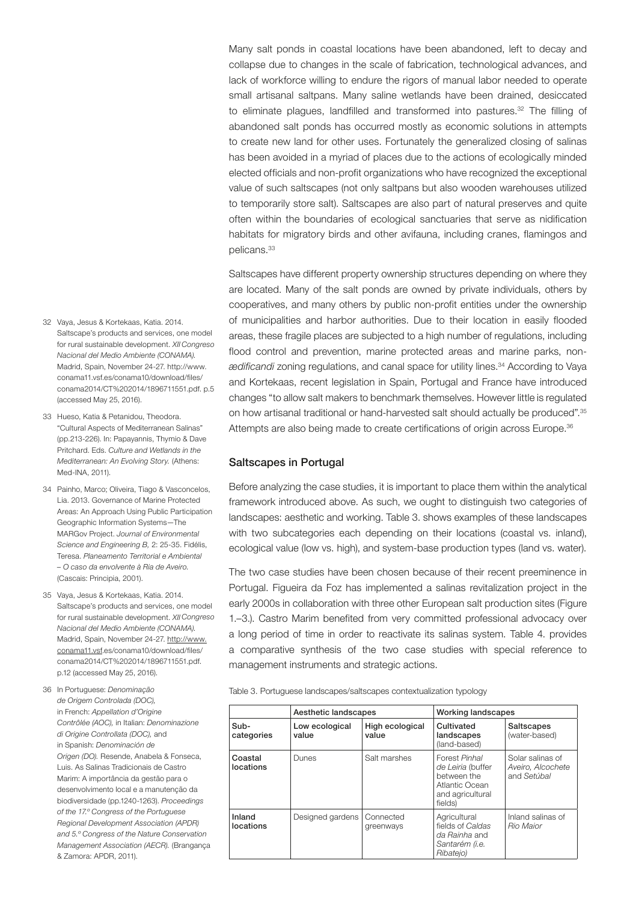Many salt ponds in coastal locations have been abandoned, left to decay and collapse due to changes in the scale of fabrication, technological advances, and lack of workforce willing to endure the rigors of manual labor needed to operate small artisanal saltpans. Many saline wetlands have been drained, desiccated to eliminate plagues, landfilled and transformed into pastures.[32] The filling of abandoned salt ponds has occurred mostly as economic solutions in attempts to create new land for other uses. Fortunately the generalized closing of salinas has been avoided in a myriad of places due to the actions of ecologically minded elected officials and non-profit organizations who have recognized the exceptional value of such saltscapes (not only saltpans but also wooden warehouses utilized to temporarily store salt). Saltscapes are also part of natural preserves and quite often within the boundaries of ecological sanctuaries that serve as nidification habitats for migratory birds and other avifauna, including cranes, flamingos and pelicans.[33]

Saltscapes have different property ownership structures depending on where they are located. Many of the salt ponds are owned by private individuals, others by cooperatives, and many others by public non-profit entities under the ownership of municipalities and harbor authorities. Due to their location in easily flooded areas, these fragile places are subjected to a high number of regulations, including flood control and prevention, marine protected areas and marine parks, non-*ædificandi* zoning regulations, and canal space for utility lines.[34] According to Vaya and Kortekaas, recent legislation in Spain, Portugal and France have introduced changes "to allow salt makers to benchmark themselves. However little is regulated on how artisanal traditional or hand-harvested salt should actually be produced".[35] Attempts are also being made to create certifications of origin across Europe.[36]

## Saltscapes in Portugal

Before analyzing the case studies, it is important to place them within the analytical framework introduced above. As such, we ought to distinguish two categories of landscapes: aesthetic and working. Table 3. shows examples of these landscapes with two subcategories each depending on their locations (coastal vs. inland), ecological value (low vs. high), and system-base production types (land vs. water).

The two case studies have been chosen because of their recent preeminence in Portugal. Figueira da Foz has implemented a salinas revitalization project in the early 2000s in collaboration with three other European salt production sites (Figure 1.–3.). Castro Marim benefited from very committed professional advocacy over a long period of time in order to reactivate its salinas system. Table 4. provides a comparative synthesis of the two case studies with special reference to management instruments and strategic actions.

Table 3. Portuguese landscapes/saltscapes contextualization typology

| | Aesthetic landscapes | | Working landscapes | |
|---|---|---|---|---|
| Sub-categories | Low ecological value | High ecological value | Cultivated landscapes (land-based) | Saltscapes (water-based) |
| Coastal locations | Dunes | Salt marshes | Forest *Pinhal de Leiria* (buffer between the Atlantic Ocean and agricultural fields) | Solar salinas of *Aveiro, Alcochete* and *Setúbal* |
| Inland locations | Designed gardens | Connected greenways | Agricultural fields of *Caldas da Rainha* and *Santarém (i.e. Ribatejo)* | Inland salinas of *Rio Maior* |

32 Vaya, Jesus & Kortekaas, Katia. 2014. Saltscape's products and services, one model for rural sustainable development. *XII Congreso Nacional del Medio Ambiente (CONAMA).* Madrid, Spain, November 24-27. http://www.conama11.vsf.es/conama10/download/files/conama2014/CT%202014/1896711551.pdf. p.5 (accessed May 25, 2016).

33 Hueso, Katia & Petanidou, Theodora. "Cultural Aspects of Mediterranean Salinas" (pp.213-226). In: Papayannis, Thymio & Dave Pritchard. Eds. *Culture and Wetlands in the Mediterranean: An Evolving Story.* (Athens: Med-INA, 2011).

34 Painho, Marco; Oliveira, Tiago & Vasconcelos, Lia. 2013. Governance of Marine Protected Areas: An Approach Using Public Participation Geographic Information Systems—The MARGov Project. *Journal of Environmental Science and Engineering B,* 2: 25-35. Fidélis, Teresa. *Planeamento Territorial e Ambiental – O caso da envolvente à Ria de Aveiro.* (Cascais: Principia, 2001).

35 Vaya, Jesus & Kortekaas, Katia. 2014. Saltscape's products and services, one model for rural sustainable development. *XII Congreso Nacional del Medio Ambiente (CONAMA).* Madrid, Spain, November 24-27. http://www.conama11.vsf.es/conama10/download/files/conama2014/CT%202014/1896711551.pdf. p.12 (accessed May 25, 2016).

36 In Portuguese: *Denominação de Origem Controlada (DOC),* in French: *Appellation d'Origine Contrôlée (AOC),* in Italian: *Denominazione di Origine Controllata (DOC),* and in Spanish: *Denominación de Origen (DO).* Resende, Anabela & Fonseca, Luis. As Salinas Tradicionais de Castro Marim: A importância da gestão para o desenvolvimento local e a manutenção da biodiversidade (pp.1240-1263). *Proceedings of the 17.º Congress of the Portuguese Regional Development Association (APDR) and 5.º Congress of the Nature Conservation Management Association (AECR).* (Bragança & Zamora: APDR, 2011).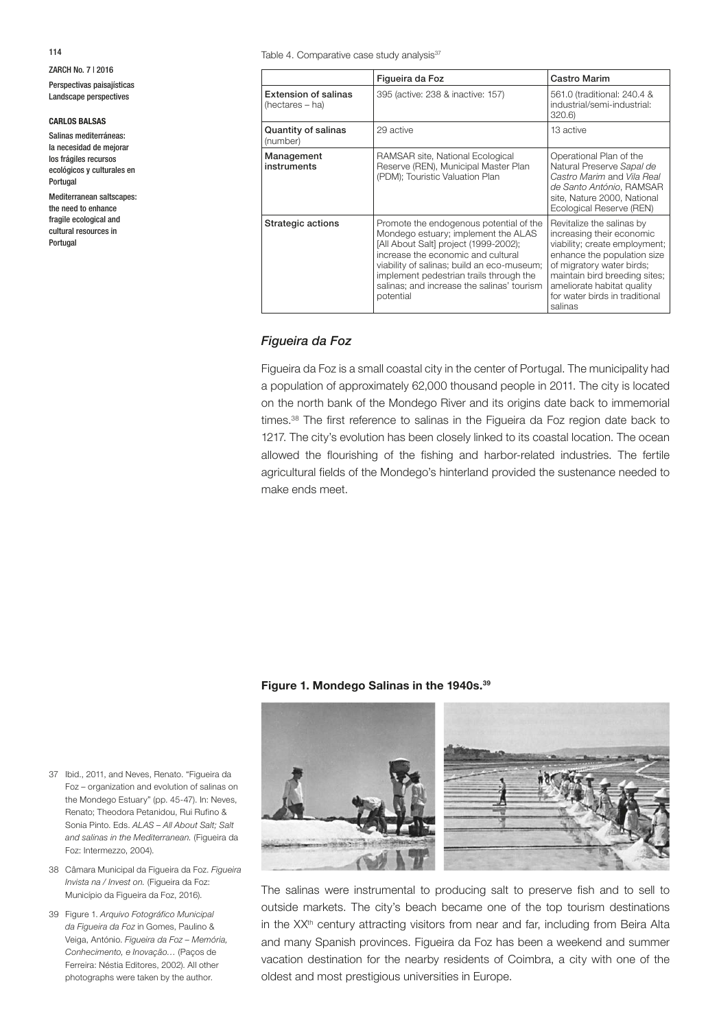Table 4. Comparative case study analysis[37]

| | Figueira da Foz | Castro Marim |
|---|---|---|
| Extension of salinas (hectares – ha) | 395 (active: 238 & inactive: 157) | 561.0 (traditional: 240.4 & industrial/semi-industrial: 320.6) |
| Quantity of salinas (number) | 29 active | 13 active |
| Management instruments | RAMSAR site, National Ecological Reserve (REN), Municipal Master Plan (PDM); Touristic Valuation Plan | Operational Plan of the Natural Preserve *Sapal de Castro Marim* and *Vila Real de Santo António*, RAMSAR site, Nature 2000, National Ecological Reserve (REN) |
| Strategic actions | Promote the endogenous potential of the Mondego estuary; implement the ALAS [All About Salt] project (1999-2002); increase the economic and cultural viability of salinas; build an eco-museum; implement pedestrian trails through the salinas; and increase the salinas' tourism potential | Revitalize the salinas by increasing their economic viability; create employment; enhance the population size of migratory water birds; maintain bird breeding sites; ameliorate habitat quality for water birds in traditional salinas |

## *Figueira da Foz*

Figueira da Foz is a small coastal city in the center of Portugal. The municipality had a population of approximately 62,000 thousand people in 2011. The city is located on the north bank of the Mondego River and its origins date back to immemorial times.[38] The first reference to salinas in the Figueira da Foz region date back to 1217. The city's evolution has been closely linked to its coastal location. The ocean allowed the flourishing of the fishing and harbor-related industries. The fertile agricultural fields of the Mondego's hinterland provided the sustenance needed to make ends meet.

**Figure 1. Mondego Salinas in the 1940s.[39]**

The salinas were instrumental to producing salt to preserve fish and to sell to outside markets. The city's beach became one of the top tourism destinations in the XX[th] century attracting visitors from near and far, including from Beira Alta and many Spanish provinces. Figueira da Foz has been a weekend and summer vacation destination for the nearby residents of Coimbra, a city with one of the oldest and most prestigious universities in Europe.

37 Ibid., 2011, and Neves, Renato. "Figueira da Foz – organization and evolution of salinas on the Mondego Estuary" (pp. 45-47). In: Neves, Renato; Theodora Petanidou, Rui Rufino & Sonia Pinto. Eds. *ALAS – All About Salt; Salt and salinas in the Mediterranean.* (Figueira da Foz: Intermezzo, 2004).

38 Câmara Municipal da Figueira da Foz. *Figueira Invista na / Invest on.* (Figueira da Foz: Município da Figueira da Foz, 2016).

39 Figure 1. *Arquivo Fotográfico Municipal da Figueira da Foz* in Gomes, Paulino & Veiga, António. *Figueira da Foz – Memória, Conhecimento, e Inovação…* (Paços de Ferreira: Néstia Editores, 2002). All other photographs were taken by the author.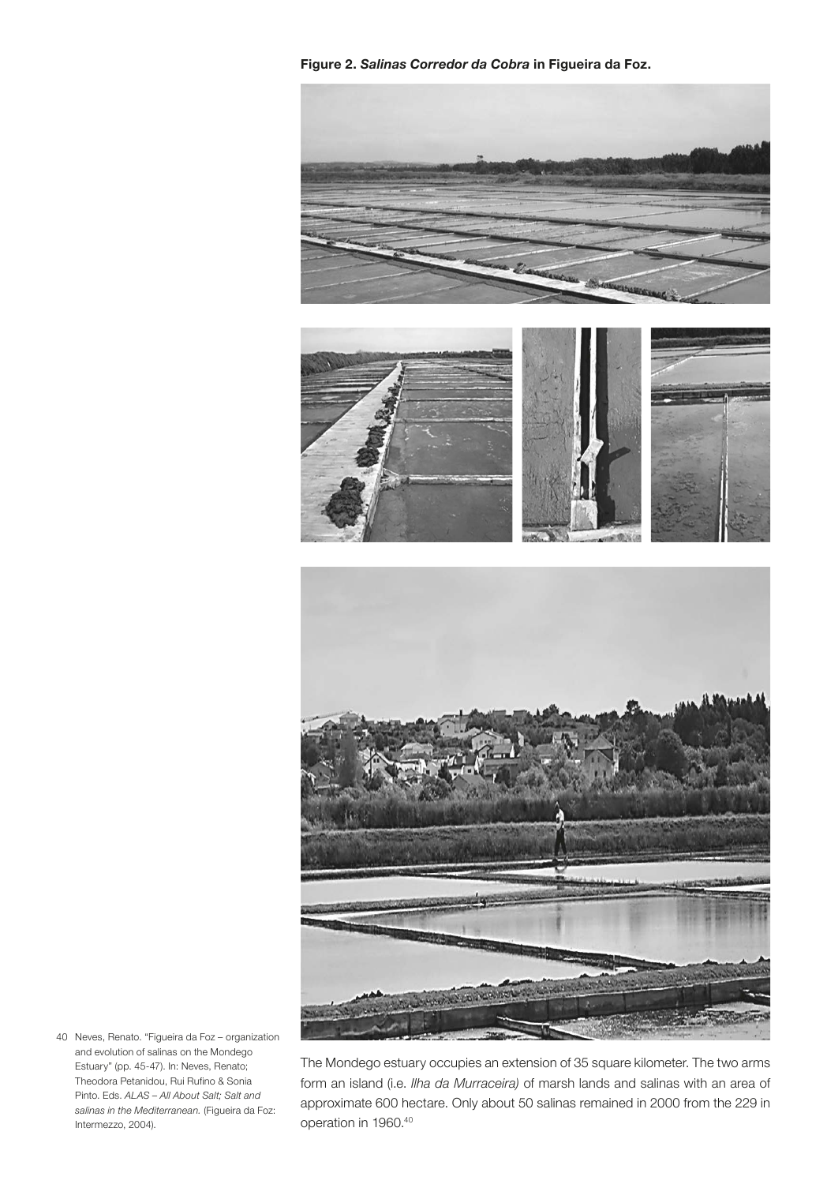**Figure 2. *Salinas Corredor da Cobra* in Figueira da Foz.**

The Mondego estuary occupies an extension of 35 square kilometer. The two arms form an island (i.e. *Ilha da Murraceira)* of marsh lands and salinas with an area of approximate 600 hectare. Only about 50 salinas remained in 2000 from the 229 in operation in 1960.[40]

40 Neves, Renato. "Figueira da Foz – organization and evolution of salinas on the Mondego Estuary" (pp. 45-47). In: Neves, Renato; Theodora Petanidou, Rui Rufino & Sonia Pinto. Eds. *ALAS – All About Salt; Salt and salinas in the Mediterranean.* (Figueira da Foz: Intermezzo, 2004).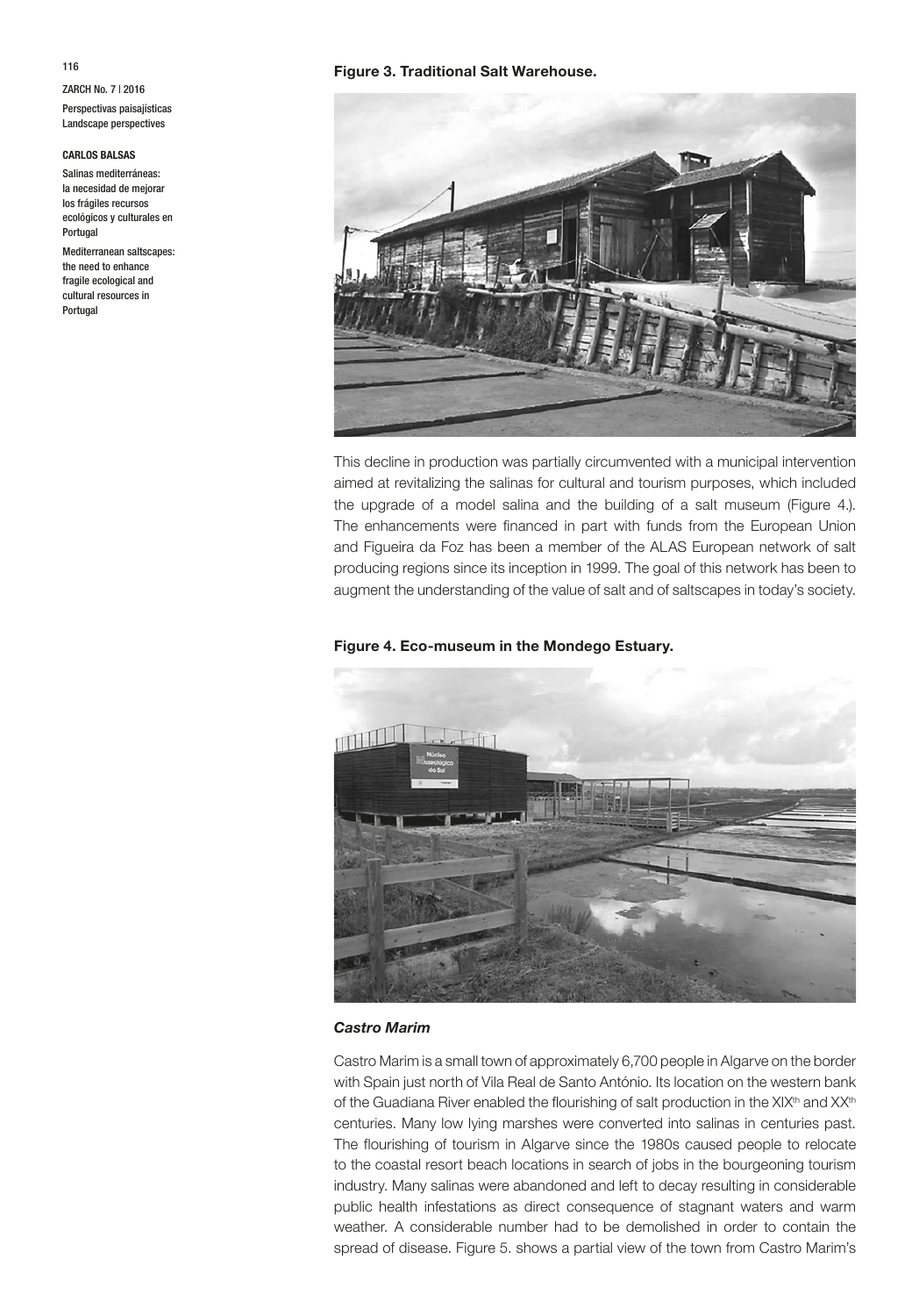**Figure 3. Traditional Salt Warehouse.**

This decline in production was partially circumvented with a municipal intervention aimed at revitalizing the salinas for cultural and tourism purposes, which included the upgrade of a model salina and the building of a salt museum (Figure 4.). The enhancements were financed in part with funds from the European Union and Figueira da Foz has been a member of the ALAS European network of salt producing regions since its inception in 1999. The goal of this network has been to augment the understanding of the value of salt and of saltscapes in today's society.

**Figure 4. Eco-museum in the Mondego Estuary.**

### *Castro Marim*

Castro Marim is a small town of approximately 6,700 people in Algarve on the border with Spain just north of Vila Real de Santo António. Its location on the western bank of the Guadiana River enabled the flourishing of salt production in the XIX$^{th}$ and XX$^{th}$ centuries. Many low lying marshes were converted into salinas in centuries past. The flourishing of tourism in Algarve since the 1980s caused people to relocate to the coastal resort beach locations in search of jobs in the bourgeoning tourism industry. Many salinas were abandoned and left to decay resulting in considerable public health infestations as direct consequence of stagnant waters and warm weather. A considerable number had to be demolished in order to contain the spread of disease. Figure 5. shows a partial view of the town from Castro Marim's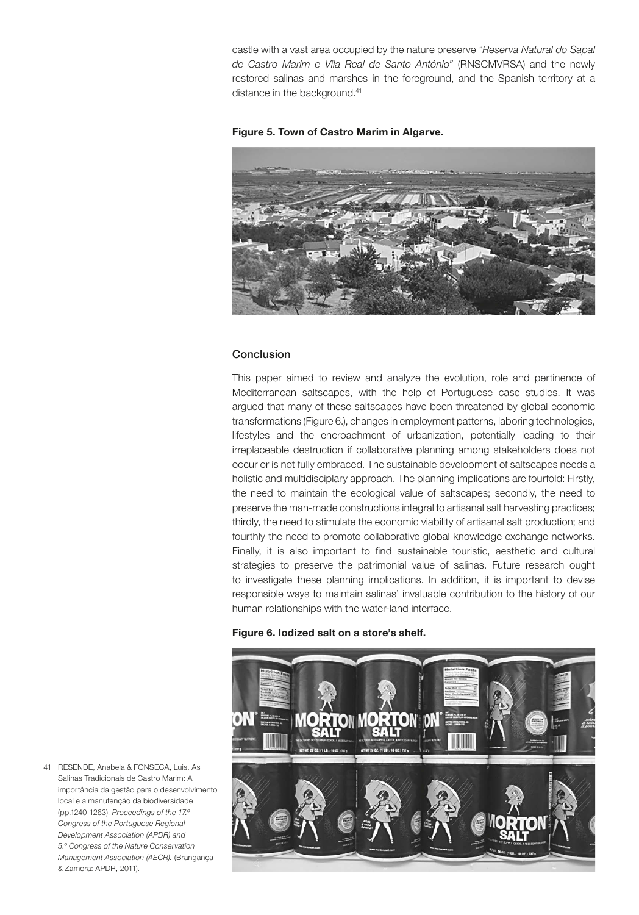castle with a vast area occupied by the nature preserve *"Reserva Natural do Sapal de Castro Marim e Vila Real de Santo António"* (RNSCMVRSA) and the newly restored salinas and marshes in the foreground, and the Spanish territory at a distance in the background.[41]

**Figure 5. Town of Castro Marim in Algarve.**

## Conclusion

This paper aimed to review and analyze the evolution, role and pertinence of Mediterranean saltscapes, with the help of Portuguese case studies. It was argued that many of these saltscapes have been threatened by global economic transformations (Figure 6.), changes in employment patterns, laboring technologies, lifestyles and the encroachment of urbanization, potentially leading to their irreplaceable destruction if collaborative planning among stakeholders does not occur or is not fully embraced. The sustainable development of saltscapes needs a holistic and multidisciplary approach. The planning implications are fourfold: Firstly, the need to maintain the ecological value of saltscapes; secondly, the need to preserve the man-made constructions integral to artisanal salt harvesting practices; thirdly, the need to stimulate the economic viability of artisanal salt production; and fourthly the need to promote collaborative global knowledge exchange networks. Finally, it is also important to find sustainable touristic, aesthetic and cultural strategies to preserve the patrimonial value of salinas. Future research ought to investigate these planning implications. In addition, it is important to devise responsible ways to maintain salinas' invaluable contribution to the history of our human relationships with the water-land interface.

**Figure 6. Iodized salt on a store's shelf.**

41 RESENDE, Anabela & FONSECA, Luis. As Salinas Tradicionais de Castro Marim: A importância da gestão para o desenvolvimento local e a manutenção da biodiversidade (pp.1240-1263). *Proceedings of the 17.º Congress of the Portuguese Regional Development Association (APDR) and 5.º Congress of the Nature Conservation Management Association (AECR).* (Bragança & Zamora: APDR, 2011).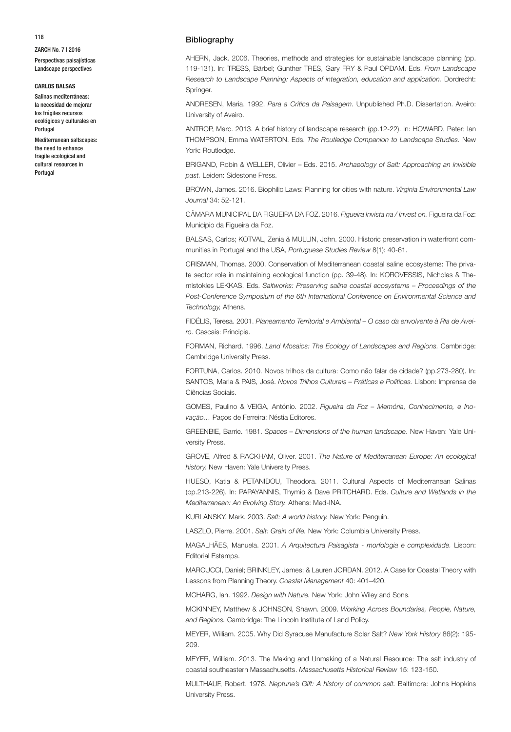## Bibliography

AHERN, Jack. 2006. Theories, methods and strategies for sustainable landscape planning (pp. 119-131). In: TRESS, Bärbel; Gunther TRES, Gary FRY & Paul OPDAM. Eds. *From Landscape Research to Landscape Planning: Aspects of integration, education and application.* Dordrecht: Springer.

ANDRESEN, Maria. 1992. *Para a Crítica da Paisagem.* Unpublished Ph.D. Dissertation. Aveiro: University of Aveiro.

ANTROP, Marc. 2013. A brief history of landscape research (pp.12-22). In: HOWARD, Peter; Ian THOMPSON, Emma WATERTON. Eds. *The Routledge Companion to Landscape Studies.* New York: Routledge.

BRIGAND, Robin & WELLER, Olivier – Eds. 2015. *Archaeology of Salt: Approaching an invisible past.* Leiden: Sidestone Press.

BROWN, James. 2016. Biophilic Laws: Planning for cities with nature. *Virginia Environmental Law Journal* 34: 52-121.

CÂMARA MUNICIPAL DA FIGUEIRA DA FOZ. 2016. *Figueira Invista na / Invest on.* Figueira da Foz: Município da Figueira da Foz.

BALSAS, Carlos; KOTVAL, Zenia & MULLIN, John. 2000. Historic preservation in waterfront communities in Portugal and the USA, *Portuguese Studies Review* 8(1): 40-61.

CRISMAN, Thomas. 2000. Conservation of Mediterranean coastal saline ecosystems: The private sector role in maintaining ecological function (pp. 39-48). In: KOROVESSIS, Nicholas & Themistokles LEKKAS. Eds. *Saltworks: Preserving saline coastal ecosystems – Proceedings of the Post-Conference Symposium of the 6th International Conference on Environmental Science and Technology,* Athens.

FIDÉLIS, Teresa. 2001. *Planeamento Territorial e Ambiental – O caso da envolvente à Ria de Aveiro.* Cascais: Principia.

FORMAN, Richard. 1996. *Land Mosaics: The Ecology of Landscapes and Regions.* Cambridge: Cambridge University Press.

FORTUNA, Carlos. 2010. Novos trilhos da cultura: Como não falar de cidade? (pp.273-280). In: SANTOS, Maria & PAIS, José. *Novos Trilhos Culturais – Práticas e Políticas.* Lisbon: Imprensa de Ciências Sociais.

GOMES, Paulino & VEIGA, António. 2002. *Figueira da Foz – Memória, Conhecimento, e Inovação…* Paços de Ferreira: Néstia Editores.

GREENBIE, Barrie. 1981. *Spaces – Dimensions of the human landscape.* New Haven: Yale University Press.

GROVE, Alfred & RACKHAM, Oliver. 2001. *The Nature of Mediterranean Europe: An ecological history.* New Haven: Yale University Press.

HUESO, Katia & PETANIDOU, Theodora. 2011. Cultural Aspects of Mediterranean Salinas (pp.213-226). In: PAPAYANNIS, Thymio & Dave PRITCHARD. Eds. *Culture and Wetlands in the Mediterranean: An Evolving Story.* Athens: Med-INA.

KURLANSKY, Mark. 2003. *Salt: A world history.* New York: Penguin.

LASZLO, Pierre. 2001. *Salt: Grain of life.* New York: Columbia University Press.

MAGALHÃES, Manuela. 2001. *A Arquitectura Paisagista - morfologia e complexidade.* Lisbon: Editorial Estampa.

MARCUCCI, Daniel; BRINKLEY, James; & Lauren JORDAN. 2012. A Case for Coastal Theory with Lessons from Planning Theory. *Coastal Management* 40: 401–420.

MCHARG, Ian. 1992. *Design with Nature.* New York: John Wiley and Sons.

MCKINNEY, Matthew & JOHNSON, Shawn. 2009. *Working Across Boundaries, People, Nature, and Regions.* Cambridge: The Lincoln Institute of Land Policy.

MEYER, William. 2005. Why Did Syracuse Manufacture Solar Salt? *New York History* 86(2): 195-209.

MEYER, William. 2013. The Making and Unmaking of a Natural Resource: The salt industry of coastal southeastern Massachusetts. *Massachusetts Historical Review* 15: 123-150.

MULTHAUF, Robert. 1978. *Neptune's Gift: A history of common salt.* Baltimore: Johns Hopkins University Press.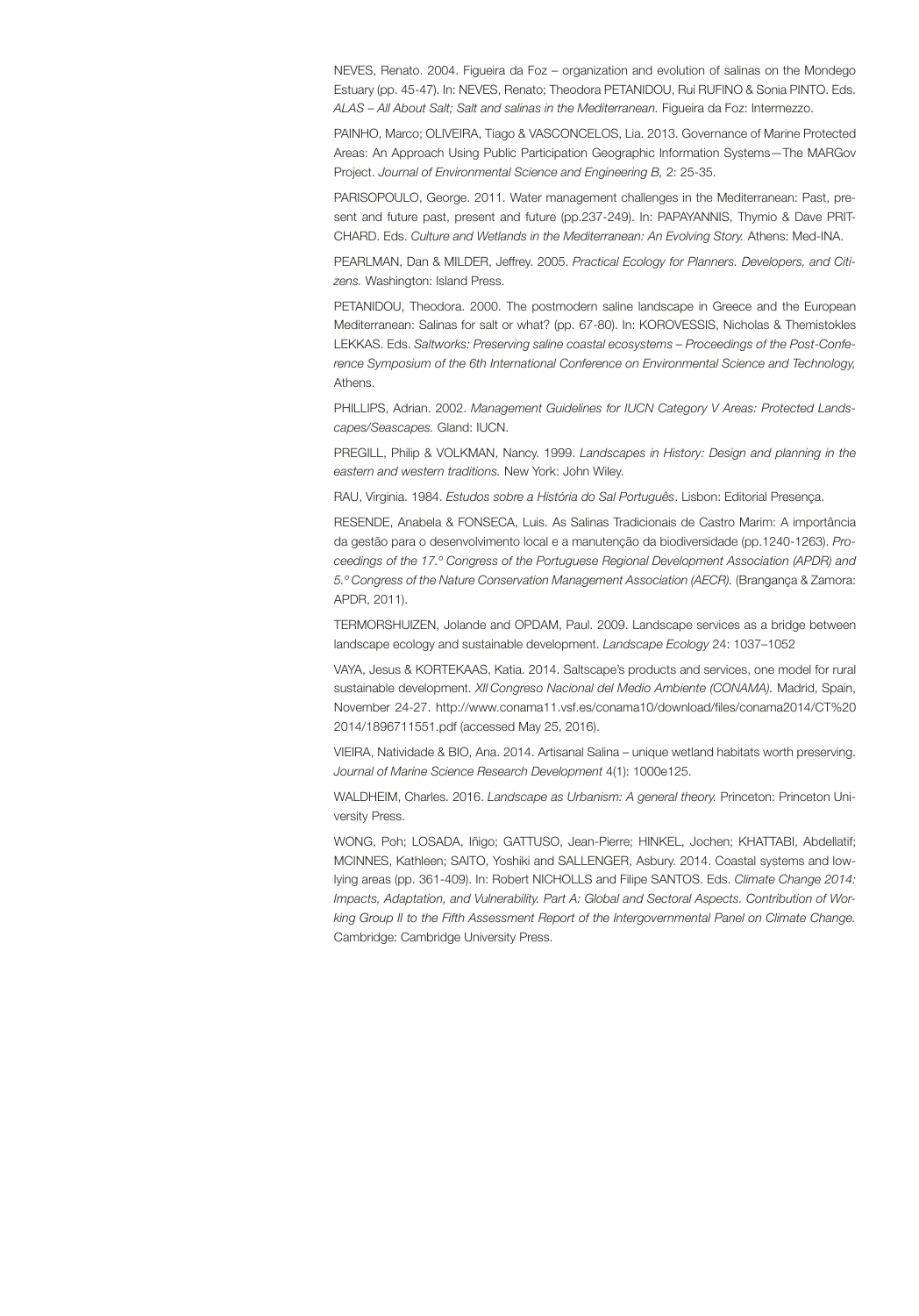NEVES, Renato. 2004. Figueira da Foz – organization and evolution of salinas on the Mondego Estuary (pp. 45-47). In: NEVES, Renato; Theodora PETANIDOU, Rui RUFINO & Sonia PINTO. Eds. *ALAS – All About Salt; Salt and salinas in the Mediterranean.* Figueira da Foz: Intermezzo.

PAINHO, Marco; OLIVEIRA, Tiago & VASCONCELOS, Lia. 2013. Governance of Marine Protected Areas: An Approach Using Public Participation Geographic Information Systems—The MARGov Project. *Journal of Environmental Science and Engineering B,* 2: 25-35.

PARISOPOULO, George. 2011. Water management challenges in the Mediterranean: Past, present and future past, present and future (pp.237-249). In: PAPAYANNIS, Thymio & Dave PRITCHARD. Eds. *Culture and Wetlands in the Mediterranean: An Evolving Story.* Athens: Med-INA.

PEARLMAN, Dan & MILDER, Jeffrey. 2005. *Practical Ecology for Planners. Developers, and Citizens.* Washington: Island Press.

PETANIDOU, Theodora. 2000. The postmodern saline landscape in Greece and the European Mediterranean: Salinas for salt or what? (pp. 67-80). In: KOROVESSIS, Nicholas & Themistokles LEKKAS. Eds. *Saltworks: Preserving saline coastal ecosystems – Proceedings of the Post-Conference Symposium of the 6th International Conference on Environmental Science and Technology,* Athens.

PHILLIPS, Adrian. 2002. *Management Guidelines for IUCN Category V Areas: Protected Landscapes/Seascapes.* Gland: IUCN.

PREGILL, Philip & VOLKMAN, Nancy. 1999. *Landscapes in History: Design and planning in the eastern and western traditions.* New York: John Wiley.

RAU, Virginia. 1984. *Estudos sobre a História do Sal Português*. Lisbon: Editorial Presença.

RESENDE, Anabela & FONSECA, Luis. As Salinas Tradicionais de Castro Marim: A importância da gestão para o desenvolvimento local e a manutenção da biodiversidade (pp.1240-1263). *Proceedings of the 17.º Congress of the Portuguese Regional Development Association (APDR) and 5.º Congress of the Nature Conservation Management Association (AECR).* (Bragança & Zamora: APDR, 2011).

TERMORSHUIZEN, Jolande and OPDAM, Paul. 2009. Landscape services as a bridge between landscape ecology and sustainable development. *Landscape Ecology* 24: 1037–1052

VAYA, Jesus & KORTEKAAS, Katia. 2014. Saltscape's products and services, one model for rural sustainable development. *XII Congreso Nacional del Medio Ambiente (CONAMA).* Madrid, Spain, November 24-27. http://www.conama11.vsf.es/conama10/download/files/conama2014/CT%20 2014/1896711551.pdf (accessed May 25, 2016).

VIEIRA, Natividade & BIO, Ana. 2014. Artisanal Salina – unique wetland habitats worth preserving. *Journal of Marine Science Research Development* 4(1): 1000e125.

WALDHEIM, Charles. 2016. *Landscape as Urbanism: A general theory.* Princeton: Princeton University Press.

WONG, Poh; LOSADA, Iñigo; GATTUSO, Jean-Pierre; HINKEL, Jochen; KHATTABI, Abdellatif; MCINNES, Kathleen; SAITO, Yoshiki and SALLENGER, Asbury. 2014. Coastal systems and low-lying areas (pp. 361-409). In: Robert NICHOLLS and Filipe SANTOS. Eds. *Climate Change 2014: Impacts, Adaptation, and Vulnerability. Part A: Global and Sectoral Aspects. Contribution of Working Group II to the Fifth Assessment Report of the Intergovernmental Panel on Climate Change.* Cambridge: Cambridge University Press.